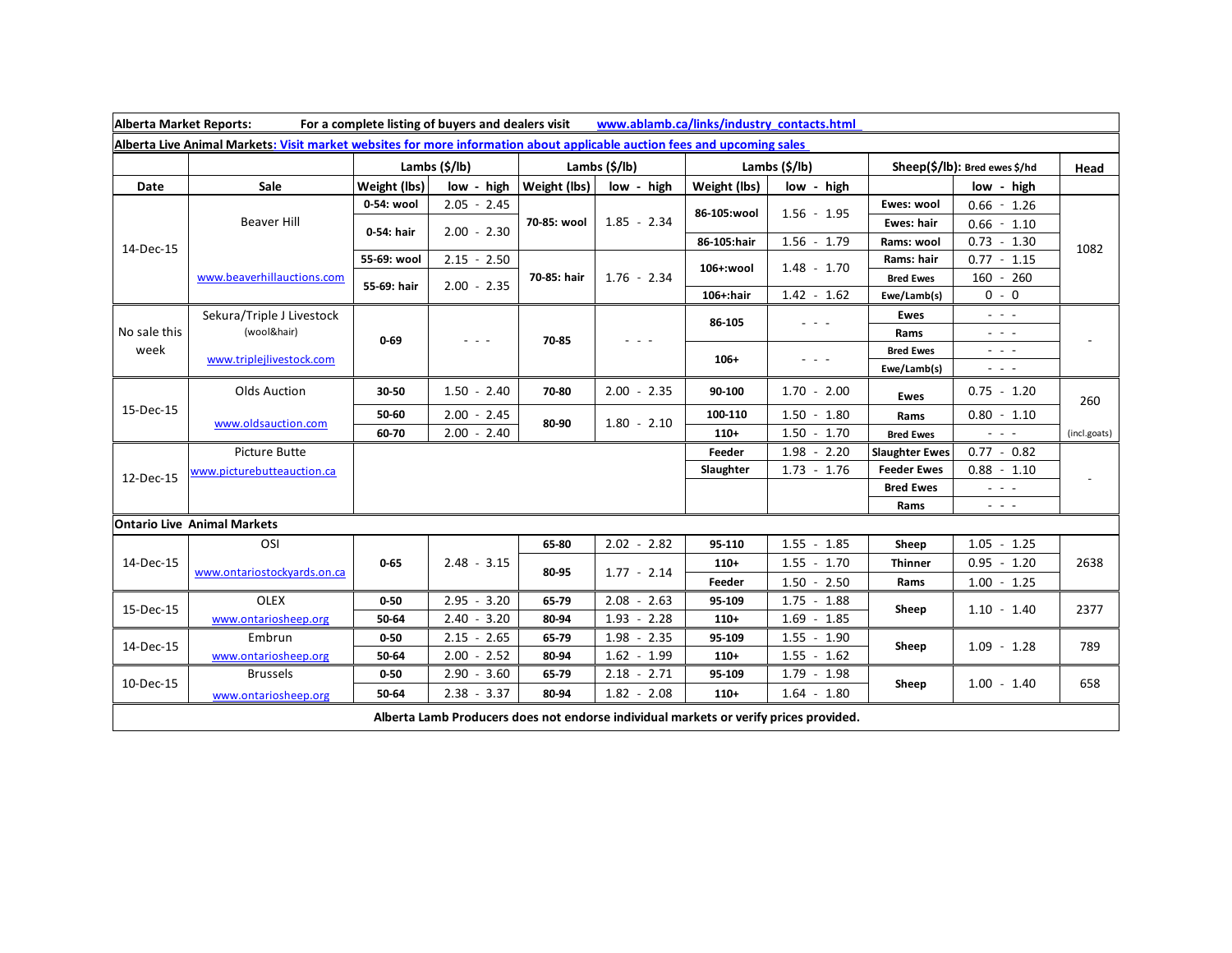**Alberta Market Reports:** For a complete listing of buyers and dealers visit www.ablamb.ca/links/industry_contacts.html

**Alberta Live Animal Markets:** Visit market websites for more information about applicable auction fees and upcoming sales

| Date | Sale | Lambs ($/lb) | | Lambs ($/lb) | | Lambs ($/lb) | | Sheep($/lb): Bred ewes $/hd | | Head |
|---|---|---|---|---|---|---|---|---|---|---|
| | | Weight (lbs) | low - high | Weight (lbs) | low - high | Weight (lbs) | low - high | | low - high | |
| 14-Dec-15 | Beaver Hill www.beaverhillauctions.com | 0-54: wool | 2.05 - 2.45 | 70-85: wool | 1.85 - 2.34 | 86-105:wool | 1.56 - 1.95 | Ewes: wool | 0.66 - 1.26 | 1082 |
| | | 0-54: hair | 2.00 - 2.30 | | | | | Ewes: hair | 0.66 - 1.10 | |
| | | | | | | 86-105:hair | 1.56 - 1.79 | Rams: wool | 0.73 - 1.30 | |
| | | 55-69: wool | 2.15 - 2.50 | 70-85: hair | 1.76 - 2.34 | 106+:wool | 1.48 - 1.70 | Rams: hair | 0.77 - 1.15 | |
| | | 55-69: hair | 2.00 - 2.35 | | | | | Bred Ewes | 160 - 260 | |
| | | | | | | 106+:hair | 1.42 - 1.62 | Ewe/Lamb(s) | 0 - 0 | |
| No sale this week | Sekura/Triple J Livestock (wool&hair) www.triplejlivestock.com | 0-69 | - - - | 70-85 | - - - | 86-105 | - - - | Ewes | - - - | - |
| | | | | | | | | Rams | - - - | |
| | | | | | | 106+ | - - - | Bred Ewes | - - - | |
| | | | | | | | | Ewe/Lamb(s) | - - - | |
| 15-Dec-15 | Olds Auction www.oldsauction.com | 30-50 | 1.50 - 2.40 | 70-80 | 2.00 - 2.35 | 90-100 | 1.70 - 2.00 | Ewes | 0.75 - 1.20 | 260 (incl.goats) |
| | | 50-60 | 2.00 - 2.45 | 80-90 | 1.80 - 2.10 | 100-110 | 1.50 - 1.80 | Rams | 0.80 - 1.10 | |
| | | 60-70 | 2.00 - 2.40 | | | 110+ | 1.50 - 1.70 | Bred Ewes | - - - | |
| 12-Dec-15 | Picture Butte www.picturebutteauction.ca | | | | | Feeder | 1.98 - 2.20 | Slaughter Ewes | 0.77 - 0.82 | - |
| | | | | | | Slaughter | 1.73 - 1.76 | Feeder Ewes | 0.88 - 1.10 | |
| | | | | | | | | Bred Ewes | - - - | |
| | | | | | | | | Rams | - - - | |

**Ontario Live Animal Markets**

| Date | Sale | Weight (lbs) | low - high | Weight (lbs) | low - high | Weight (lbs) | low - high | | low - high | Head |
|---|---|---|---|---|---|---|---|---|---|---|
| 14-Dec-15 | OSI www.ontariostockyards.on.ca | 0-65 | 2.48 - 3.15 | 65-80 | 2.02 - 2.82 | 95-110 | 1.55 - 1.85 | Sheep | 1.05 - 1.25 | 2638 |
| | | | | 80-95 | 1.77 - 2.14 | 110+ | 1.55 - 1.70 | Thinner | 0.95 - 1.20 | |
| | | | | | | Feeder | 1.50 - 2.50 | Rams | 1.00 - 1.25 | |
| 15-Dec-15 | OLEX www.ontariosheep.org | 0-50 | 2.95 - 3.20 | 65-79 | 2.08 - 2.63 | 95-109 | 1.75 - 1.88 | Sheep | 1.10 - 1.40 | 2377 |
| | | 50-64 | 2.40 - 3.20 | 80-94 | 1.93 - 2.28 | 110+ | 1.69 - 1.85 | | | |
| 14-Dec-15 | Embrun www.ontariosheep.org | 0-50 | 2.15 - 2.65 | 65-79 | 1.98 - 2.35 | 95-109 | 1.55 - 1.90 | Sheep | 1.09 - 1.28 | 789 |
| | | 50-64 | 2.00 - 2.52 | 80-94 | 1.62 - 1.99 | 110+ | 1.55 - 1.62 | | | |
| 10-Dec-15 | Brussels www.ontariosheep.org | 0-50 | 2.90 - 3.60 | 65-79 | 2.18 - 2.71 | 95-109 | 1.79 - 1.98 | Sheep | 1.00 - 1.40 | 658 |
| | | 50-64 | 2.38 - 3.37 | 80-94 | 1.82 - 2.08 | 110+ | 1.64 - 1.80 | | | |

**Alberta Lamb Producers does not endorse individual markets or verify prices provided.**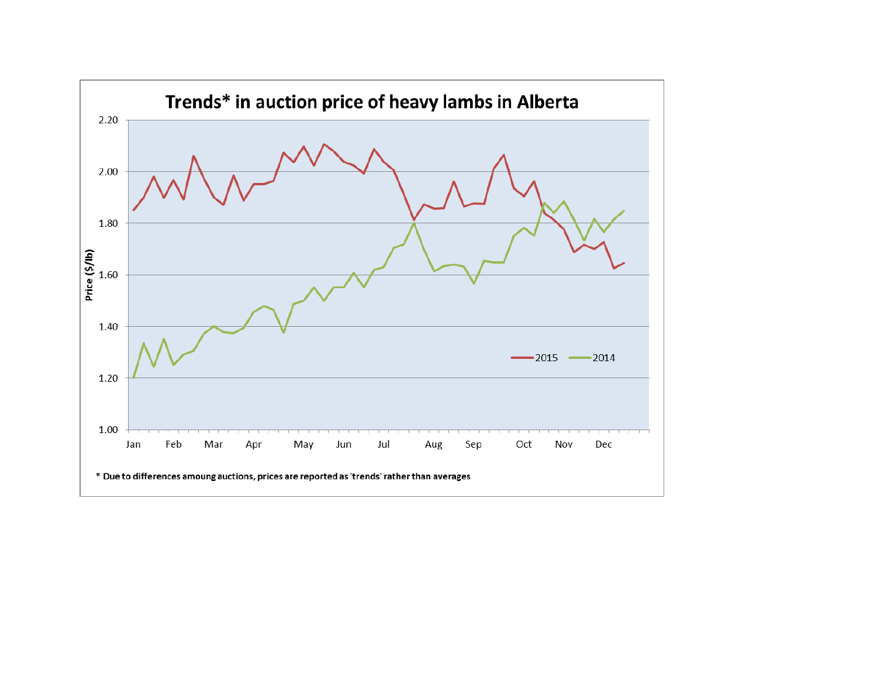Trends* in auction price of heavy lambs in Alberta

2.20
2.00
1.80
1.60
1.40
1.20
1.00

Price ($/lb)

Jan Feb Mar Apr May Jun Jul Aug Sep Oct Nov Dec

2015 2014

* Due to differences amoung auctions, prices are reported as 'trends' rather than averages